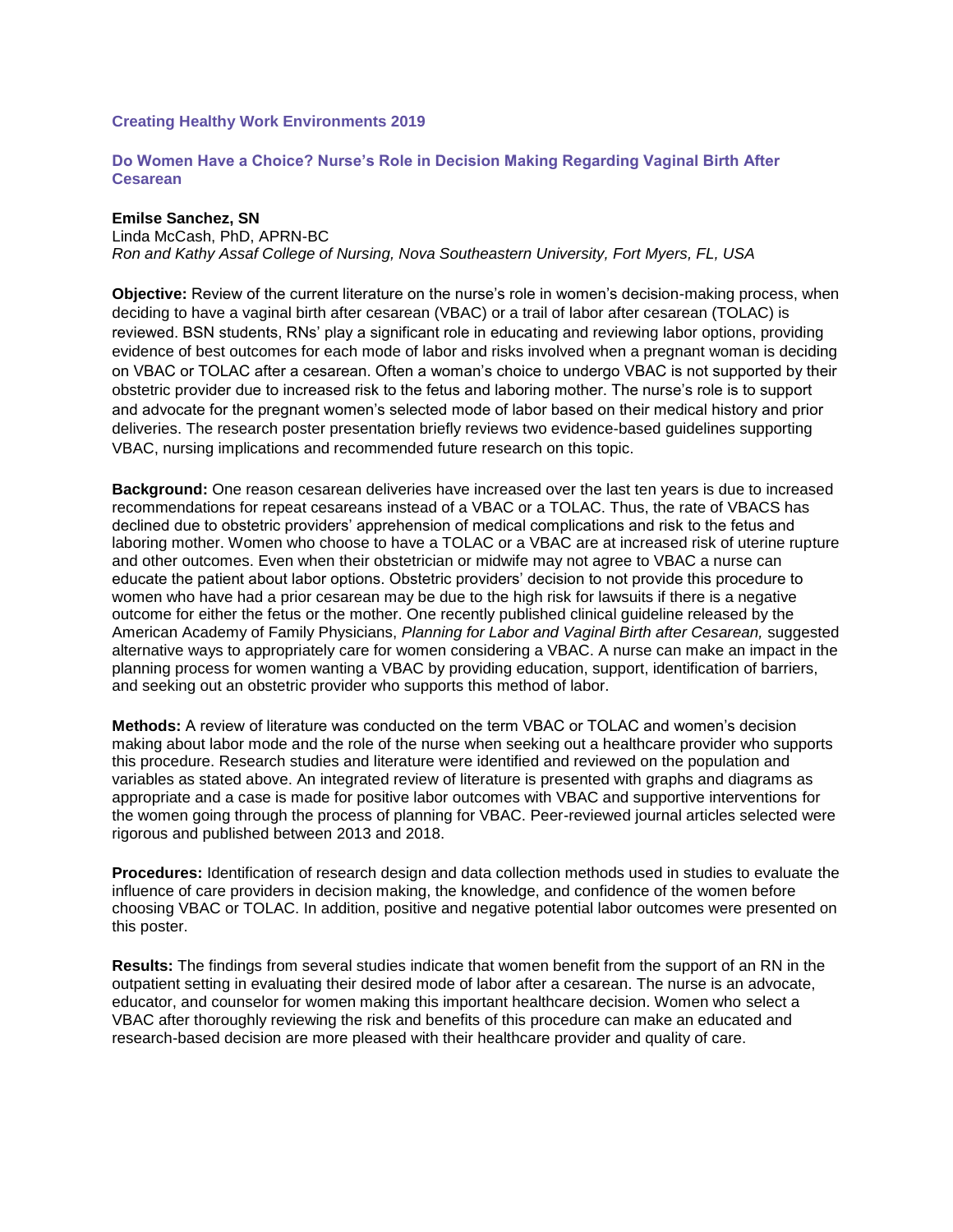**Creating Healthy Work Environments 2019**

# Do Women Have a Choice? Nurse's Role in Decision Making Regarding Vaginal Birth After Cesarean

**Emilse Sanchez, SN**
Linda McCash, PhD, APRN-BC
*Ron and Kathy Assaf College of Nursing, Nova Southeastern University, Fort Myers, FL, USA*

**Objective:** Review of the current literature on the nurse's role in women's decision-making process, when deciding to have a vaginal birth after cesarean (VBAC) or a trail of labor after cesarean (TOLAC) is reviewed. BSN students, RNs' play a significant role in educating and reviewing labor options, providing evidence of best outcomes for each mode of labor and risks involved when a pregnant woman is deciding on VBAC or TOLAC after a cesarean. Often a woman's choice to undergo VBAC is not supported by their obstetric provider due to increased risk to the fetus and laboring mother. The nurse's role is to support and advocate for the pregnant women's selected mode of labor based on their medical history and prior deliveries. The research poster presentation briefly reviews two evidence-based guidelines supporting VBAC, nursing implications and recommended future research on this topic.

**Background:** One reason cesarean deliveries have increased over the last ten years is due to increased recommendations for repeat cesareans instead of a VBAC or a TOLAC. Thus, the rate of VBACS has declined due to obstetric providers' apprehension of medical complications and risk to the fetus and laboring mother. Women who choose to have a TOLAC or a VBAC are at increased risk of uterine rupture and other outcomes. Even when their obstetrician or midwife may not agree to VBAC a nurse can educate the patient about labor options. Obstetric providers' decision to not provide this procedure to women who have had a prior cesarean may be due to the high risk for lawsuits if there is a negative outcome for either the fetus or the mother. One recently published clinical guideline released by the American Academy of Family Physicians, *Planning for Labor and Vaginal Birth after Cesarean,* suggested alternative ways to appropriately care for women considering a VBAC. A nurse can make an impact in the planning process for women wanting a VBAC by providing education, support, identification of barriers, and seeking out an obstetric provider who supports this method of labor.

**Methods:** A review of literature was conducted on the term VBAC or TOLAC and women's decision making about labor mode and the role of the nurse when seeking out a healthcare provider who supports this procedure. Research studies and literature were identified and reviewed on the population and variables as stated above. An integrated review of literature is presented with graphs and diagrams as appropriate and a case is made for positive labor outcomes with VBAC and supportive interventions for the women going through the process of planning for VBAC. Peer-reviewed journal articles selected were rigorous and published between 2013 and 2018.

**Procedures:** Identification of research design and data collection methods used in studies to evaluate the influence of care providers in decision making, the knowledge, and confidence of the women before choosing VBAC or TOLAC. In addition, positive and negative potential labor outcomes were presented on this poster.

**Results:** The findings from several studies indicate that women benefit from the support of an RN in the outpatient setting in evaluating their desired mode of labor after a cesarean. The nurse is an advocate, educator, and counselor for women making this important healthcare decision. Women who select a VBAC after thoroughly reviewing the risk and benefits of this procedure can make an educated and research-based decision are more pleased with their healthcare provider and quality of care.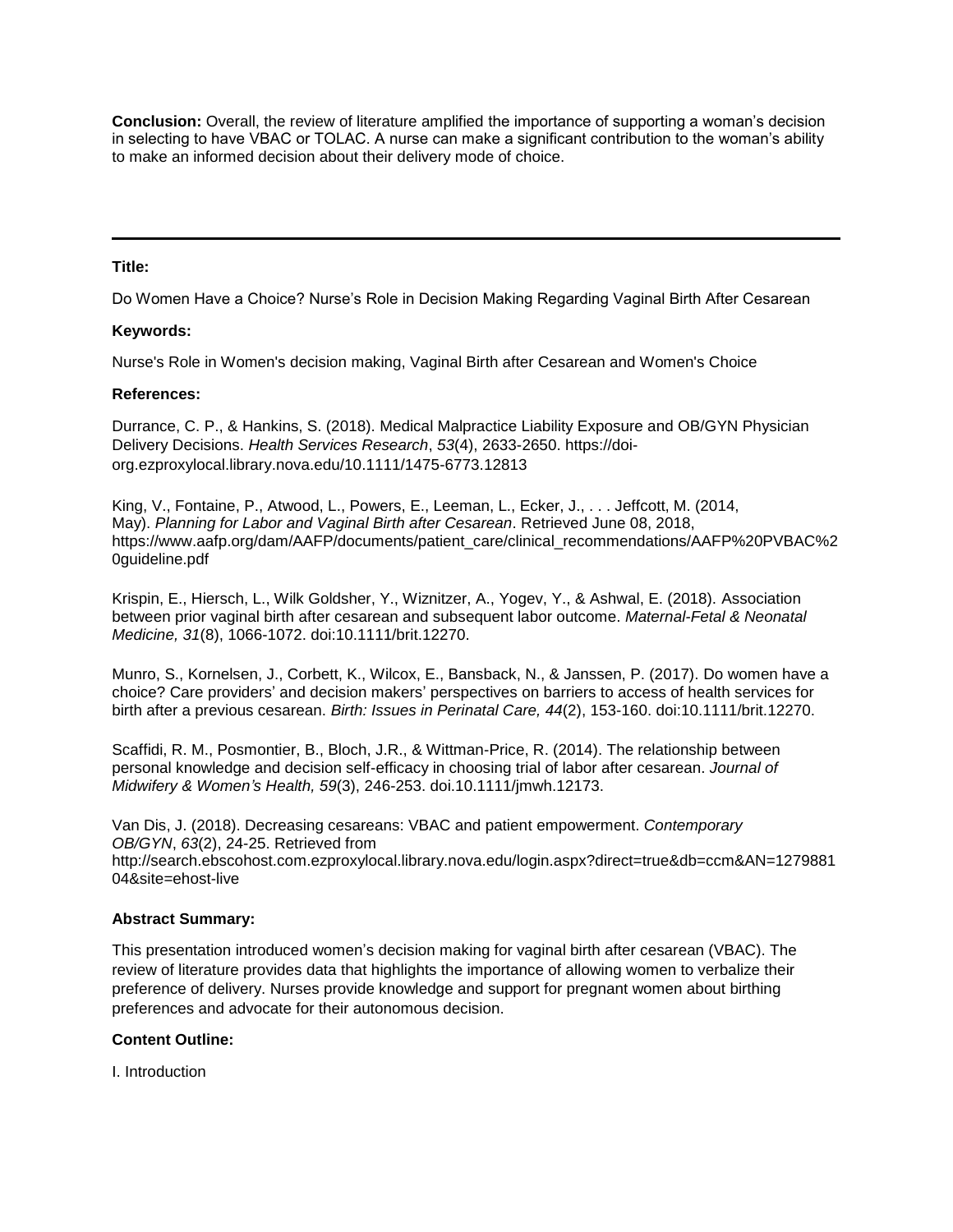**Conclusion:** Overall, the review of literature amplified the importance of supporting a woman's decision in selecting to have VBAC or TOLAC. A nurse can make a significant contribution to the woman's ability to make an informed decision about their delivery mode of choice.

---

**Title:**

Do Women Have a Choice? Nurse's Role in Decision Making Regarding Vaginal Birth After Cesarean

**Keywords:**

Nurse's Role in Women's decision making, Vaginal Birth after Cesarean and Women's Choice

**References:**

Durrance, C. P., & Hankins, S. (2018). Medical Malpractice Liability Exposure and OB/GYN Physician Delivery Decisions. *Health Services Research*, *53*(4), 2633-2650. https://doi-org.ezproxylocal.library.nova.edu/10.1111/1475-6773.12813

King, V., Fontaine, P., Atwood, L., Powers, E., Leeman, L., Ecker, J., . . . Jeffcott, M. (2014, May). *Planning for Labor and Vaginal Birth after Cesarean*. Retrieved June 08, 2018, https://www.aafp.org/dam/AAFP/documents/patient_care/clinical_recommendations/AAFP%20PVBAC%20guideline.pdf

Krispin, E., Hiersch, L., Wilk Goldsher, Y., Wiznitzer, A., Yogev, Y., & Ashwal, E. (2018). Association between prior vaginal birth after cesarean and subsequent labor outcome. *Maternal-Fetal & Neonatal Medicine, 31*(8), 1066-1072. doi:10.1111/brit.12270.

Munro, S., Kornelsen, J., Corbett, K., Wilcox, E., Bansback, N., & Janssen, P. (2017). Do women have a choice? Care providers' and decision makers' perspectives on barriers to access of health services for birth after a previous cesarean. *Birth: Issues in Perinatal Care, 44*(2), 153-160. doi:10.1111/brit.12270.

Scaffidi, R. M., Posmontier, B., Bloch, J.R., & Wittman-Price, R. (2014). The relationship between personal knowledge and decision self-efficacy in choosing trial of labor after cesarean. *Journal of Midwifery & Women's Health, 59*(3), 246-253. doi.10.1111/jmwh.12173.

Van Dis, J. (2018). Decreasing cesareans: VBAC and patient empowerment. *Contemporary OB/GYN*, *63*(2), 24-25. Retrieved from http://search.ebscohost.com.ezproxylocal.library.nova.edu/login.aspx?direct=true&db=ccm&AN=127988104&site=ehost-live

**Abstract Summary:**

This presentation introduced women's decision making for vaginal birth after cesarean (VBAC). The review of literature provides data that highlights the importance of allowing women to verbalize their preference of delivery. Nurses provide knowledge and support for pregnant women about birthing preferences and advocate for their autonomous decision.

**Content Outline:**

I. Introduction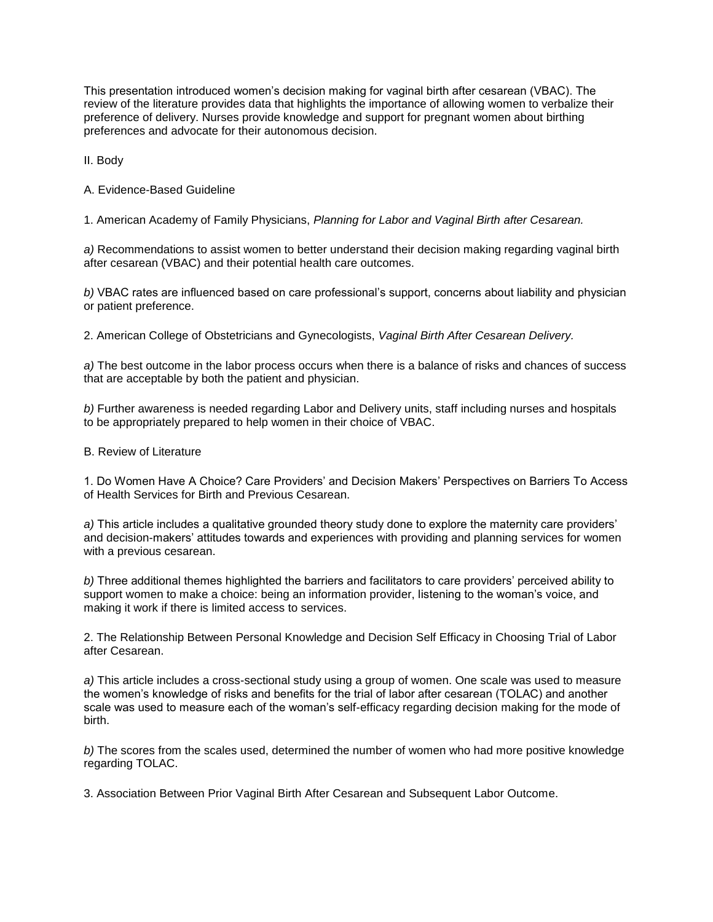This presentation introduced women's decision making for vaginal birth after cesarean (VBAC). The review of the literature provides data that highlights the importance of allowing women to verbalize their preference of delivery. Nurses provide knowledge and support for pregnant women about birthing preferences and advocate for their autonomous decision.

II. Body

A. Evidence-Based Guideline

1. American Academy of Family Physicians, *Planning for Labor and Vaginal Birth after Cesarean.*

*a)* Recommendations to assist women to better understand their decision making regarding vaginal birth after cesarean (VBAC) and their potential health care outcomes.

*b)* VBAC rates are influenced based on care professional's support, concerns about liability and physician or patient preference.

2. American College of Obstetricians and Gynecologists, *Vaginal Birth After Cesarean Delivery.*

*a)* The best outcome in the labor process occurs when there is a balance of risks and chances of success that are acceptable by both the patient and physician.

*b)* Further awareness is needed regarding Labor and Delivery units, staff including nurses and hospitals to be appropriately prepared to help women in their choice of VBAC.

B. Review of Literature

1. Do Women Have A Choice? Care Providers' and Decision Makers' Perspectives on Barriers To Access of Health Services for Birth and Previous Cesarean.

*a)* This article includes a qualitative grounded theory study done to explore the maternity care providers' and decision-makers' attitudes towards and experiences with providing and planning services for women with a previous cesarean.

*b)* Three additional themes highlighted the barriers and facilitators to care providers' perceived ability to support women to make a choice: being an information provider, listening to the woman's voice, and making it work if there is limited access to services.

2. The Relationship Between Personal Knowledge and Decision Self Efficacy in Choosing Trial of Labor after Cesarean.

*a)* This article includes a cross-sectional study using a group of women. One scale was used to measure the women's knowledge of risks and benefits for the trial of labor after cesarean (TOLAC) and another scale was used to measure each of the woman's self-efficacy regarding decision making for the mode of birth.

*b)* The scores from the scales used, determined the number of women who had more positive knowledge regarding TOLAC.

3. Association Between Prior Vaginal Birth After Cesarean and Subsequent Labor Outcome.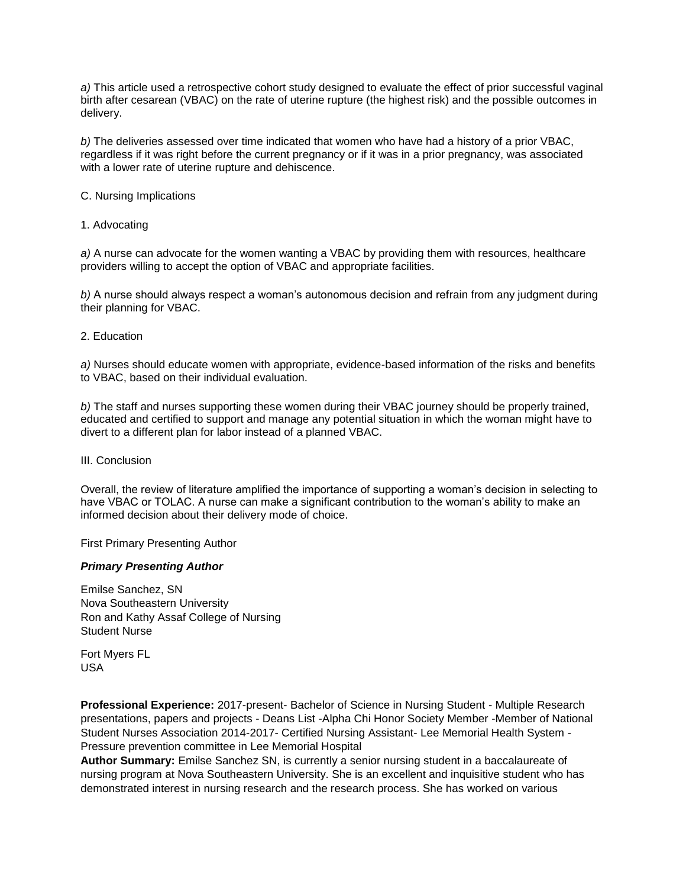*a)* This article used a retrospective cohort study designed to evaluate the effect of prior successful vaginal birth after cesarean (VBAC) on the rate of uterine rupture (the highest risk) and the possible outcomes in delivery.

*b)* The deliveries assessed over time indicated that women who have had a history of a prior VBAC, regardless if it was right before the current pregnancy or if it was in a prior pregnancy, was associated with a lower rate of uterine rupture and dehiscence.

C. Nursing Implications

1. Advocating

*a)* A nurse can advocate for the women wanting a VBAC by providing them with resources, healthcare providers willing to accept the option of VBAC and appropriate facilities.

*b)* A nurse should always respect a woman's autonomous decision and refrain from any judgment during their planning for VBAC.

2. Education

*a)* Nurses should educate women with appropriate, evidence-based information of the risks and benefits to VBAC, based on their individual evaluation.

*b)* The staff and nurses supporting these women during their VBAC journey should be properly trained, educated and certified to support and manage any potential situation in which the woman might have to divert to a different plan for labor instead of a planned VBAC.

III. Conclusion

Overall, the review of literature amplified the importance of supporting a woman's decision in selecting to have VBAC or TOLAC. A nurse can make a significant contribution to the woman's ability to make an informed decision about their delivery mode of choice.

First Primary Presenting Author

***Primary Presenting Author***

Emilse Sanchez, SN
Nova Southeastern University
Ron and Kathy Assaf College of Nursing
Student Nurse

Fort Myers FL
USA

**Professional Experience:** 2017-present- Bachelor of Science in Nursing Student - Multiple Research presentations, papers and projects - Deans List -Alpha Chi Honor Society Member -Member of National Student Nurses Association 2014-2017- Certified Nursing Assistant- Lee Memorial Health System - Pressure prevention committee in Lee Memorial Hospital
**Author Summary:** Emilse Sanchez SN, is currently a senior nursing student in a baccalaureate of nursing program at Nova Southeastern University. She is an excellent and inquisitive student who has demonstrated interest in nursing research and the research process. She has worked on various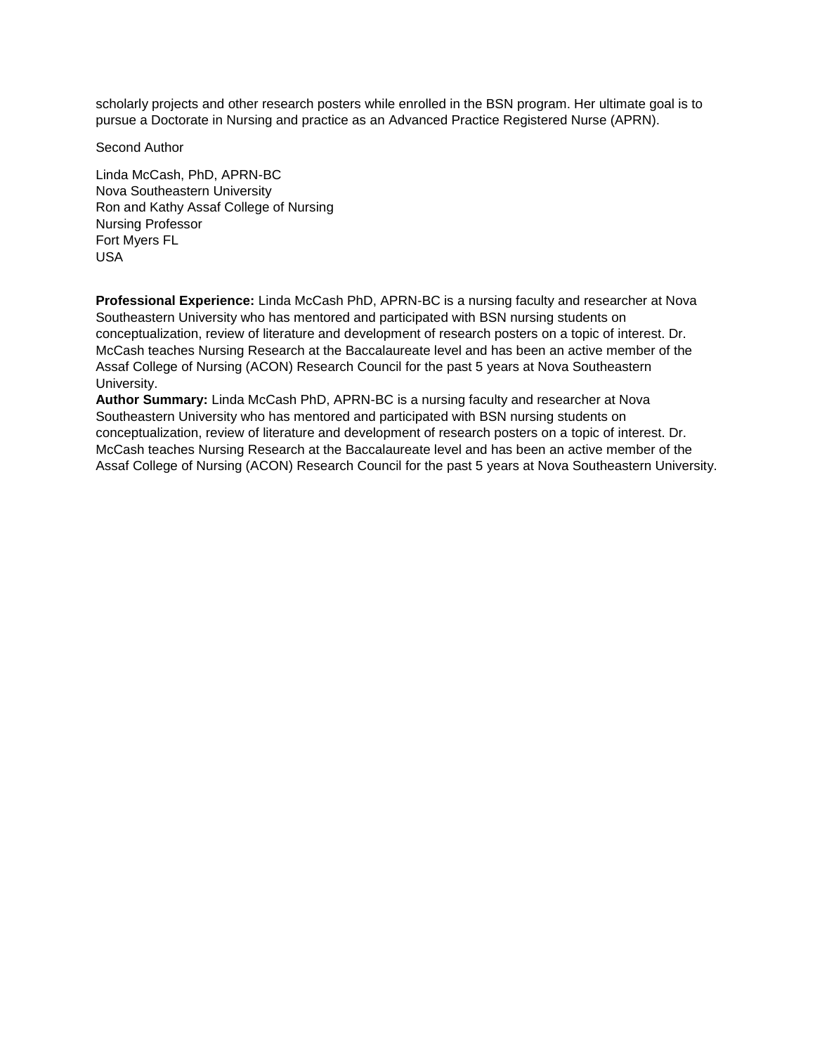scholarly projects and other research posters while enrolled in the BSN program. Her ultimate goal is to pursue a Doctorate in Nursing and practice as an Advanced Practice Registered Nurse (APRN).

Second Author

Linda McCash, PhD, APRN-BC  
Nova Southeastern University  
Ron and Kathy Assaf College of Nursing  
Nursing Professor  
Fort Myers FL  
USA

**Professional Experience:** Linda McCash PhD, APRN-BC is a nursing faculty and researcher at Nova Southeastern University who has mentored and participated with BSN nursing students on conceptualization, review of literature and development of research posters on a topic of interest. Dr. McCash teaches Nursing Research at the Baccalaureate level and has been an active member of the Assaf College of Nursing (ACON) Research Council for the past 5 years at Nova Southeastern University.  
**Author Summary:** Linda McCash PhD, APRN-BC is a nursing faculty and researcher at Nova Southeastern University who has mentored and participated with BSN nursing students on conceptualization, review of literature and development of research posters on a topic of interest. Dr. McCash teaches Nursing Research at the Baccalaureate level and has been an active member of the Assaf College of Nursing (ACON) Research Council for the past 5 years at Nova Southeastern University.